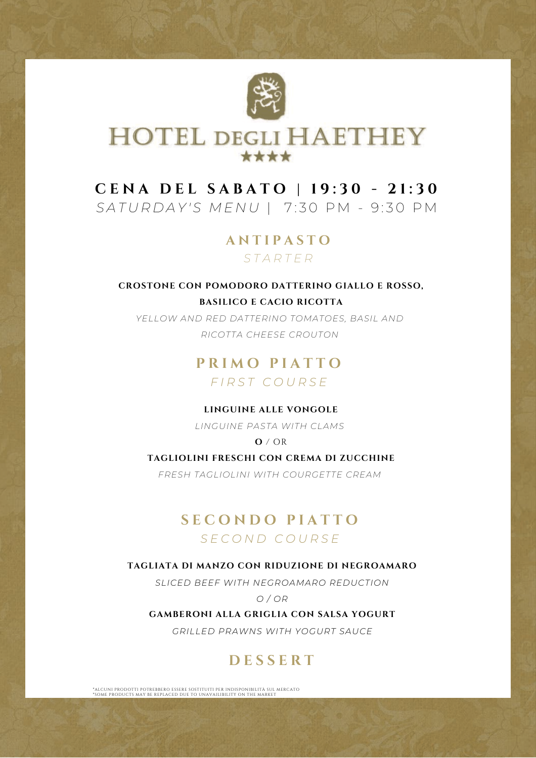# HOTEL DEGLI HAETHEY

★★★★

## CENA DEL SABATO | 19:30 - 21:30

*SATURDAY'S MENU* | 7:30 PM - 9:30 PM

### ANTIPASTO

*STARTER*

**CROSTONE CON POMODORO DATTERINO GIALLO E ROSSO, BASILICO E CACIO RICOTTA**

*YELLOW AND RED DATTERINO TOMATOES, BASIL AND RICOTTA CHEESE CROUTON*

### PRIMO PIATTO

*FIRST COURSE*

**LINGUINE ALLE VONGOLE**

*LINGUINE PASTA WITH CLAMS*

**O** / OR

**TAGLIOLINI FRESCHI CON CREMA DI ZUCCHINE**

*FRESH TAGLIOLINI WITH COURGETTE CREAM*

### SECONDO PIATTO

*SECOND COURSE*

**TAGLIATA DI MANZO CON RIDUZIONE DI NEGROAMARO**

*SLICED BEEF WITH NEGROAMARO REDUCTION*

*O / OR*

**GAMBERONI ALLA GRIGLIA CON SALSA YOGURT**

*GRILLED PRAWNS WITH YOGURT SAUCE*

### DESSERT

*ALCUNI PRODOTTI POTREBBERO ESSERE SOSTITUITI PER INDISPONIBILITÀ SUL MERCATO
*SOME PRODUCTS MAY BE REPLACED DUE TO UNAVAILIBILITY ON THE MARKET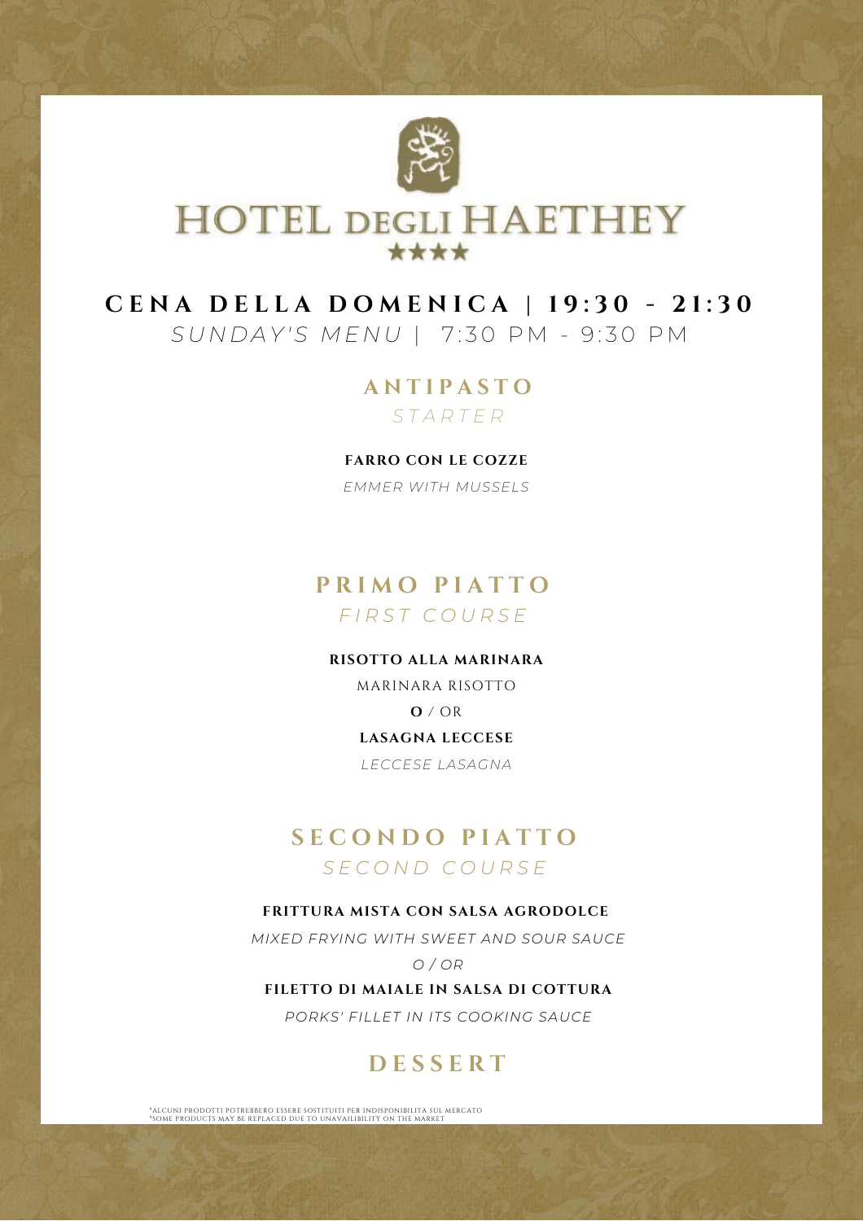# HOTEL DEGLI HAETHEY

★★★★

## CENA DELLA DOMENICA | 19:30 - 21:30

*SUNDAY'S MENU* | 7:30 PM - 9:30 PM

### ANTIPASTO

*STARTER*

**FARRO CON LE COZZE**

*EMMER WITH MUSSELS*

### PRIMO PIATTO

*FIRST COURSE*

**RISOTTO ALLA MARINARA**

MARINARA RISOTTO

**O** / OR

**LASAGNA LECCESE**

*LECCESE LASAGNA*

### SECONDO PIATTO

*SECOND COURSE*

**FRITTURA MISTA CON SALSA AGRODOLCE**

*MIXED FRYING WITH SWEET AND SOUR SAUCE*

*O / OR*

**FILETTO DI MAIALE IN SALSA DI COTTURA**

*PORKS' FILLET IN ITS COOKING SAUCE*

### DESSERT

*ALCUNI PRODOTTI POTREBBERO ESSERE SOSTITUITI PER INDISPONIBILITÀ SUL MERCATO
*SOME PRODUCTS MAY BE REPLACED DUE TO UNAVAILIBILITY ON THE MARKET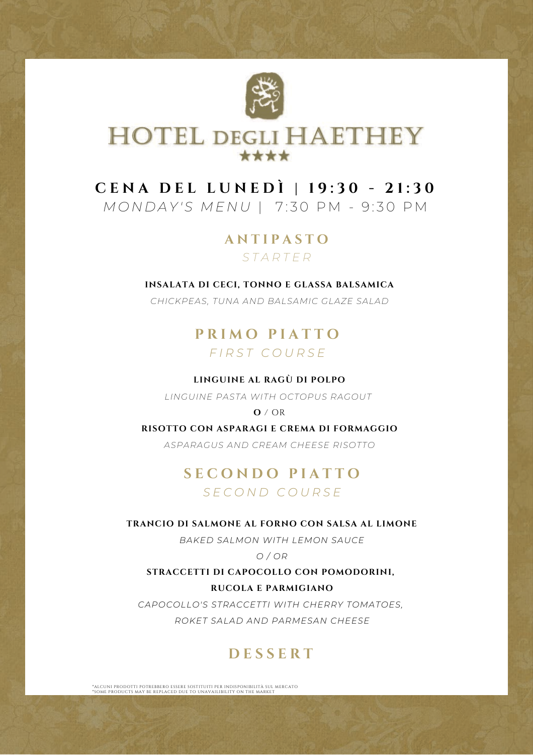# HOTEL DEGLI HAETHEY

★★★★

## CENA DEL LUNEDÌ | 19:30 - 21:30

*MONDAY'S MENU* | 7:30 PM - 9:30 PM

### ANTIPASTO

*STARTER*

**INSALATA DI CECI, TONNO E GLASSA BALSAMICA**

*CHICKPEAS, TUNA AND BALSAMIC GLAZE SALAD*

### PRIMO PIATTO

*FIRST COURSE*

**LINGUINE AL RAGÙ DI POLPO**

*LINGUINE PASTA WITH OCTOPUS RAGOUT*

**O** / OR

**RISOTTO CON ASPARAGI E CREMA DI FORMAGGIO**

*ASPARAGUS AND CREAM CHEESE RISOTTO*

### SECONDO PIATTO

*SECOND COURSE*

**TRANCIO DI SALMONE AL FORNO CON SALSA AL LIMONE**

*BAKED SALMON WITH LEMON SAUCE*

*O / OR*

**STRACCETTI DI CAPOCOLLO CON POMODORINI, RUCOLA E PARMIGIANO**

*CAPOCOLLO'S STRACCETTI WITH CHERRY TOMATOES, ROKET SALAD AND PARMESAN CHEESE*

### DESSERT

*ALCUNI PRODOTTI POTREBBERO ESSERE SOSTITUITI PER INDISPONIBILITÀ SUL MERCATO
*SOME PRODUCTS MAY BE REPLACED DUE TO UNAVAILIBILITY ON THE MARKET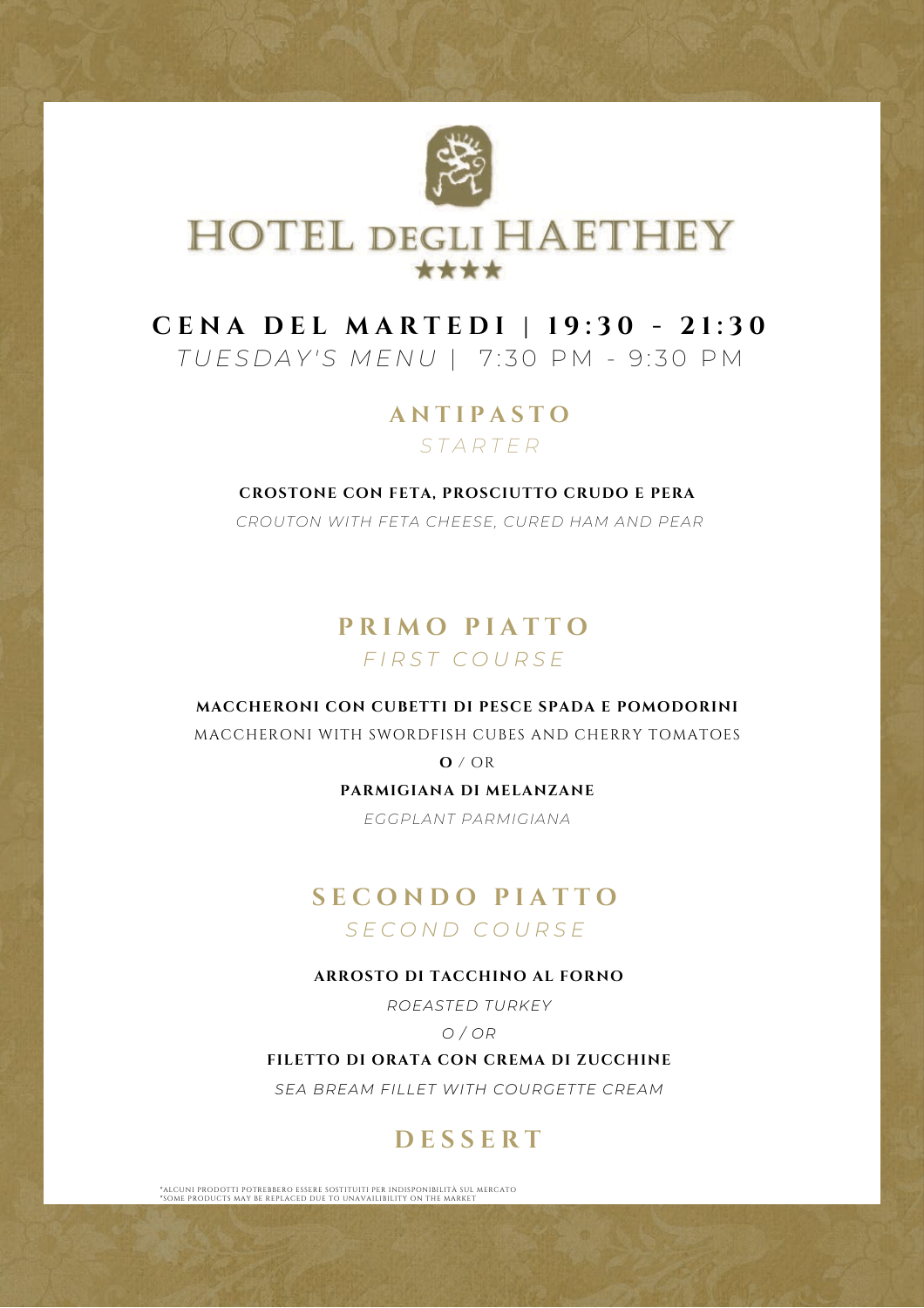# HOTEL DEGLI HAETHEY

★★★★

## CENA DEL MARTEDI | 19:30 - 21:30

*TUESDAY'S MENU* | 7:30 PM - 9:30 PM

### ANTIPASTO

*STARTER*

**CROSTONE CON FETA, PROSCIUTTO CRUDO E PERA**

*CROUTON WITH FETA CHEESE, CURED HAM AND PEAR*

### PRIMO PIATTO

*FIRST COURSE*

**MACCHERONI CON CUBETTI DI PESCE SPADA E POMODORINI**

MACCHERONI WITH SWORDFISH CUBES AND CHERRY TOMATOES

**O** / OR

**PARMIGIANA DI MELANZANE**

*EGGPLANT PARMIGIANA*

### SECONDO PIATTO

*SECOND COURSE*

**ARROSTO DI TACCHINO AL FORNO**

*ROEASTED TURKEY*

*O / OR*

**FILETTO DI ORATA CON CREMA DI ZUCCHINE**

*SEA BREAM FILLET WITH COURGETTE CREAM*

### DESSERT

*ALCUNI PRODOTTI POTREBBERO ESSERE SOSTITUITI PER INDISPONIBILITÀ SUL MERCATO
*SOME PRODUCTS MAY BE REPLACED DUE TO UNAVAILIBILITY ON THE MARKET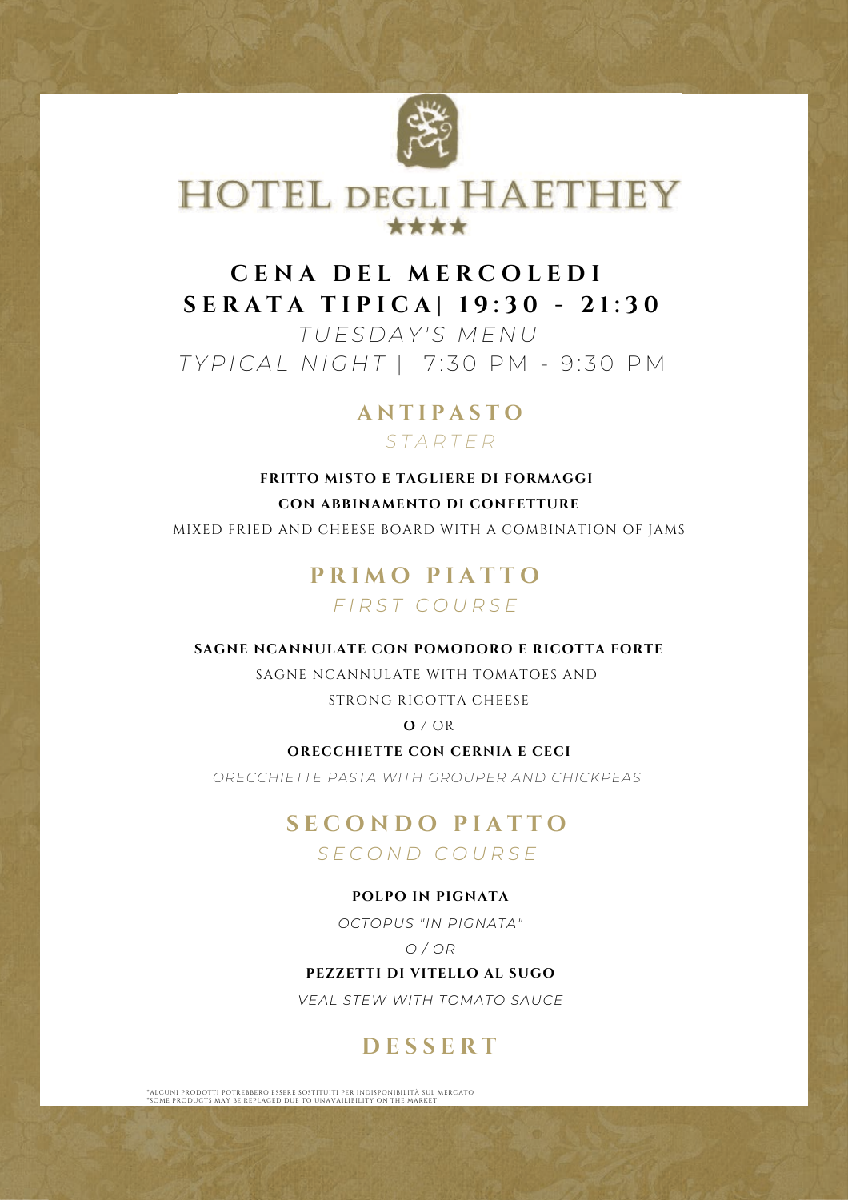# HOTEL DEGLI HAETHEY

★★★★

## CENA DEL MERCOLEDI
## SERATA TIPICA| 19:30 - 21:30

*TUESDAY'S MENU*

*TYPICAL NIGHT* | 7:30 PM - 9:30 PM

### ANTIPASTO

*STARTER*

**FRITTO MISTO E TAGLIERE DI FORMAGGI**
**CON ABBINAMENTO DI CONFETTURE**

MIXED FRIED AND CHEESE BOARD WITH A COMBINATION OF JAMS

### PRIMO PIATTO

*FIRST COURSE*

**SAGNE NCANNULATE CON POMODORO E RICOTTA FORTE**

SAGNE NCANNULATE WITH TOMATOES AND
STRONG RICOTTA CHEESE

**O** / OR

**ORECCHIETTE CON CERNIA E CECI**

*ORECCHIETTE PASTA WITH GROUPER AND CHICKPEAS*

### SECONDO PIATTO

*SECOND COURSE*

**POLPO IN PIGNATA**

*OCTOPUS "IN PIGNATA"*

*O / OR*

**PEZZETTI DI VITELLO AL SUGO**

*VEAL STEW WITH TOMATO SAUCE*

### DESSERT

*ALCUNI PRODOTTI POTREBBERO ESSERE SOSTITUITI PER INDISPONIBILITÀ SUL MERCATO
*SOME PRODUCTS MAY BE REPLACED DUE TO UNAVAILIBILITY ON THE MARKET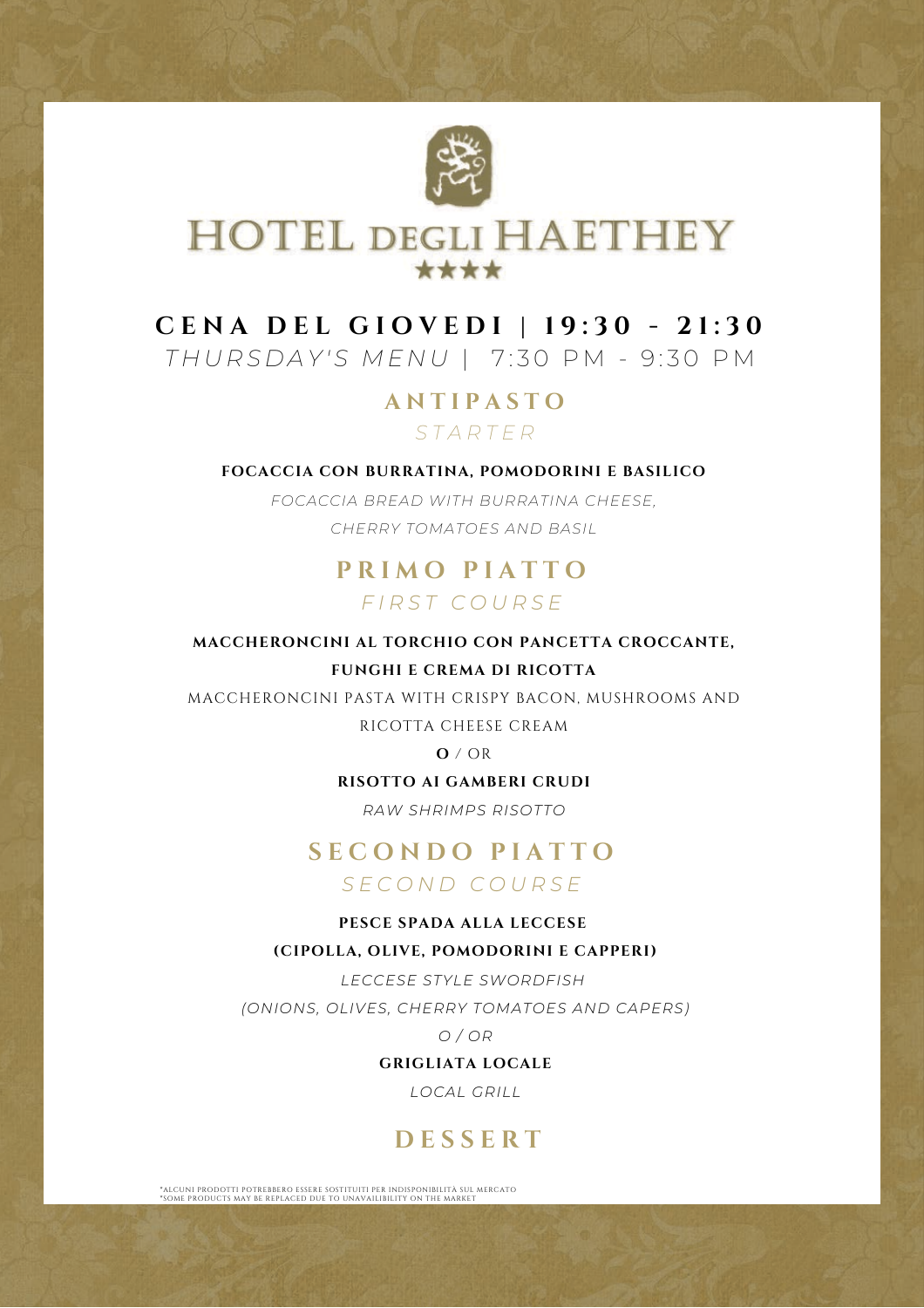# HOTEL DEGLI HAETHEY

★★★★

## CENA DEL GIOVEDI | 19:30 - 21:30

*THURSDAY'S MENU | 7:30 PM - 9:30 PM*

### ANTIPASTO

*STARTER*

**FOCACCIA CON BURRATINA, POMODORINI E BASILICO**

*FOCACCIA BREAD WITH BURRATINA CHEESE,*
*CHERRY TOMATOES AND BASIL*

### PRIMO PIATTO

*FIRST COURSE*

**MACCHERONCINI AL TORCHIO CON PANCETTA CROCCANTE,**
**FUNGHI E CREMA DI RICOTTA**

MACCHERONCINI PASTA WITH CRISPY BACON, MUSHROOMS AND
RICOTTA CHEESE CREAM

**O** / OR

**RISOTTO AI GAMBERI CRUDI**

*RAW SHRIMPS RISOTTO*

### SECONDO PIATTO

*SECOND COURSE*

**PESCE SPADA ALLA LECCESE**
**(CIPOLLA, OLIVE, POMODORINI E CAPPERI)**

*LECCESE STYLE SWORDFISH*
*(ONIONS, OLIVES, CHERRY TOMATOES AND CAPERS)*

*O / OR*

**GRIGLIATA LOCALE**

*LOCAL GRILL*

### DESSERT

*ALCUNI PRODOTTI POTREBBERO ESSERE SOSTITUITI PER INDISPONIBILITÀ SUL MERCATO
*SOME PRODUCTS MAY BE REPLACED DUE TO UNAVAILIBILITY ON THE MARKET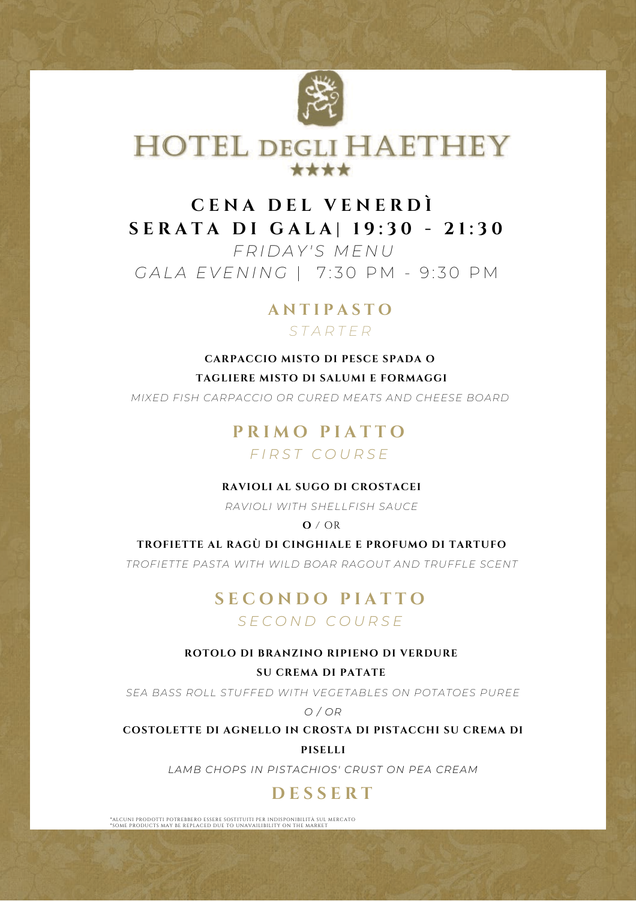# HOTEL DEGLI HAETHEY

★★★★

## CENA DEL VENERDÌ
## SERATA DI GALA| 19:30 - 21:30

*FRIDAY'S MENU*

*GALA EVENING* | 7:30 PM - 9:30 PM

### ANTIPASTO

*STARTER*

**CARPACCIO MISTO DI PESCE SPADA O**

**TAGLIERE MISTO DI SALUMI E FORMAGGI**

*MIXED FISH CARPACCIO OR CURED MEATS AND CHEESE BOARD*

### PRIMO PIATTO

*FIRST COURSE*

**RAVIOLI AL SUGO DI CROSTACEI**

*RAVIOLI WITH SHELLFISH SAUCE*

**O** / OR

**TROFIETTE AL RAGÙ DI CINGHIALE E PROFUMO DI TARTUFO**

*TROFIETTE PASTA WITH WILD BOAR RAGOUT AND TRUFFLE SCENT*

### SECONDO PIATTO

*SECOND COURSE*

**ROTOLO DI BRANZINO RIPIENO DI VERDURE**

**SU CREMA DI PATATE**

*SEA BASS ROLL STUFFED WITH VEGETABLES ON POTATOES PUREE*

*O / OR*

**COSTOLETTE DI AGNELLO IN CROSTA DI PISTACCHI SU CREMA DI PISELLI**

*LAMB CHOPS IN PISTACHIOS' CRUST ON PEA CREAM*

### DESSERT

*ALCUNI PRODOTTI POTREBBERO ESSERE SOSTITUITI PER INDISPONIBILITÀ SUL MERCATO

*SOME PRODUCTS MAY BE REPLACED DUE TO UNAVAILIBILITY ON THE MARKET